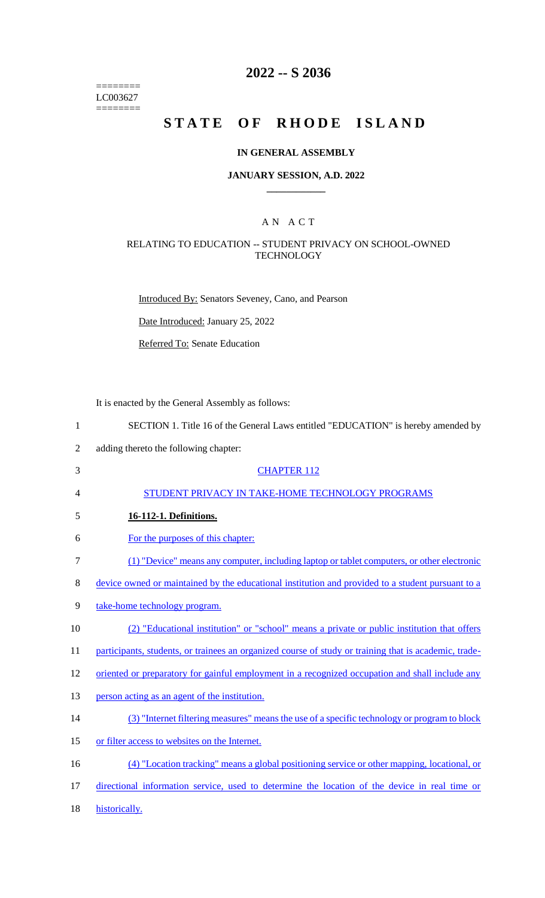========
LC003627
========

# 2022 -- S 2036

# STATE OF RHODE ISLAND

## IN GENERAL ASSEMBLY

### JANUARY SESSION, A.D. 2022

## A N A C T

### RELATING TO EDUCATION -- STUDENT PRIVACY ON SCHOOL-OWNED TECHNOLOGY

Introduced By: Senators Seveney, Cano, and Pearson

Date Introduced: January 25, 2022

Referred To: Senate Education

It is enacted by the General Assembly as follows:

SECTION 1. Title 16 of the General Laws entitled "EDUCATION" is hereby amended by adding thereto the following chapter:

CHAPTER 112

STUDENT PRIVACY IN TAKE-HOME TECHNOLOGY PROGRAMS

**16-112-1. Definitions.**

For the purposes of this chapter:

(1) "Device" means any computer, including laptop or tablet computers, or other electronic device owned or maintained by the educational institution and provided to a student pursuant to a take-home technology program.

(2) "Educational institution" or "school" means a private or public institution that offers participants, students, or trainees an organized course of study or training that is academic, trade-oriented or preparatory for gainful employment in a recognized occupation and shall include any person acting as an agent of the institution.

(3) "Internet filtering measures" means the use of a specific technology or program to block or filter access to websites on the Internet.

(4) "Location tracking" means a global positioning service or other mapping, locational, or directional information service, used to determine the location of the device in real time or historically.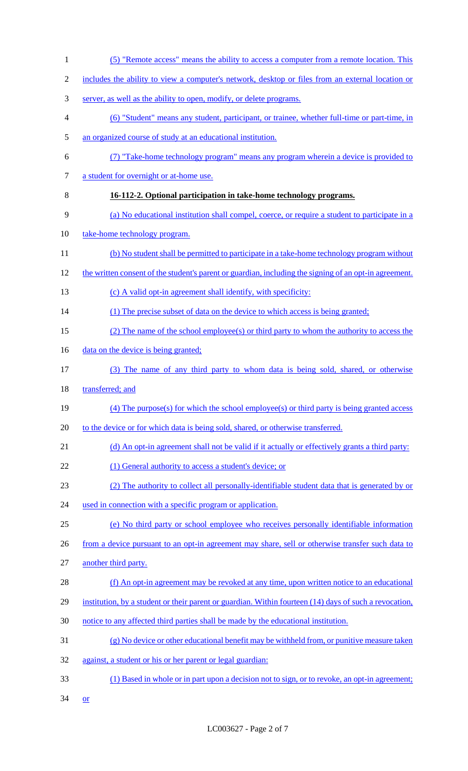(5) "Remote access" means the ability to access a computer from a remote location. This includes the ability to view a computer's network, desktop or files from an external location or server, as well as the ability to open, modify, or delete programs.

(6) "Student" means any student, participant, or trainee, whether full-time or part-time, in an organized course of study at an educational institution.

(7) "Take-home technology program" means any program wherein a device is provided to a student for overnight or at-home use.

**16-112-2. Optional participation in take-home technology programs.**

(a) No educational institution shall compel, coerce, or require a student to participate in a take-home technology program.

(b) No student shall be permitted to participate in a take-home technology program without the written consent of the student's parent or guardian, including the signing of an opt-in agreement.

(c) A valid opt-in agreement shall identify, with specificity:

(1) The precise subset of data on the device to which access is being granted;

(2) The name of the school employee(s) or third party to whom the authority to access the data on the device is being granted;

(3) The name of any third party to whom data is being sold, shared, or otherwise transferred; and

(4) The purpose(s) for which the school employee(s) or third party is being granted access to the device or for which data is being sold, shared, or otherwise transferred.

(d) An opt-in agreement shall not be valid if it actually or effectively grants a third party:

(1) General authority to access a student's device; or

(2) The authority to collect all personally-identifiable student data that is generated by or used in connection with a specific program or application.

(e) No third party or school employee who receives personally identifiable information from a device pursuant to an opt-in agreement may share, sell or otherwise transfer such data to another third party.

(f) An opt-in agreement may be revoked at any time, upon written notice to an educational institution, by a student or their parent or guardian. Within fourteen (14) days of such a revocation, notice to any affected third parties shall be made by the educational institution.

(g) No device or other educational benefit may be withheld from, or punitive measure taken against, a student or his or her parent or legal guardian:

(1) Based in whole or in part upon a decision not to sign, or to revoke, an opt-in agreement; or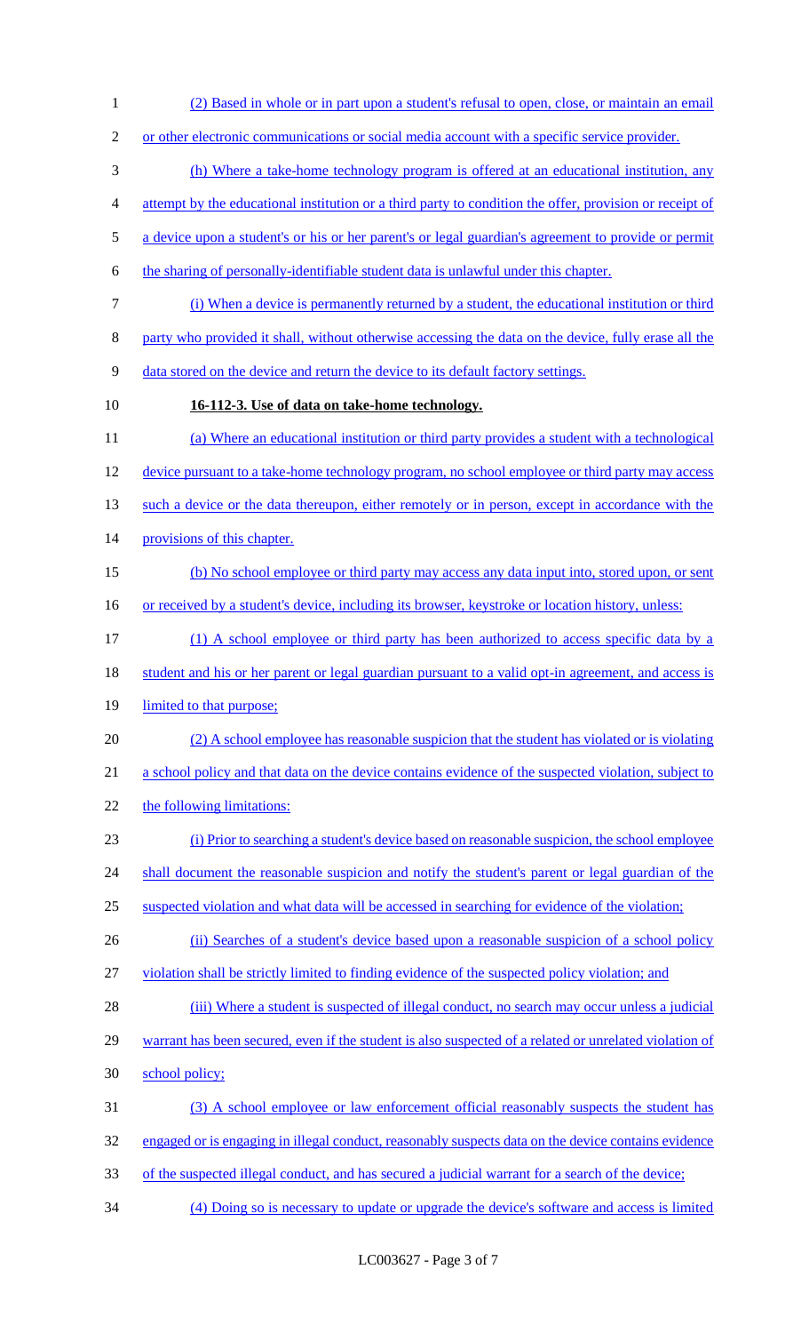(2) Based in whole or in part upon a student's refusal to open, close, or maintain an email or other electronic communications or social media account with a specific service provider.

(h) Where a take-home technology program is offered at an educational institution, any attempt by the educational institution or a third party to condition the offer, provision or receipt of a device upon a student's or his or her parent's or legal guardian's agreement to provide or permit the sharing of personally-identifiable student data is unlawful under this chapter.

(i) When a device is permanently returned by a student, the educational institution or third party who provided it shall, without otherwise accessing the data on the device, fully erase all the data stored on the device and return the device to its default factory settings.

**16-112-3. Use of data on take-home technology.**

(a) Where an educational institution or third party provides a student with a technological device pursuant to a take-home technology program, no school employee or third party may access such a device or the data thereupon, either remotely or in person, except in accordance with the provisions of this chapter.

(b) No school employee or third party may access any data input into, stored upon, or sent or received by a student's device, including its browser, keystroke or location history, unless:

(1) A school employee or third party has been authorized to access specific data by a student and his or her parent or legal guardian pursuant to a valid opt-in agreement, and access is limited to that purpose;

(2) A school employee has reasonable suspicion that the student has violated or is violating a school policy and that data on the device contains evidence of the suspected violation, subject to the following limitations:

(i) Prior to searching a student's device based on reasonable suspicion, the school employee shall document the reasonable suspicion and notify the student's parent or legal guardian of the suspected violation and what data will be accessed in searching for evidence of the violation;

(ii) Searches of a student's device based upon a reasonable suspicion of a school policy violation shall be strictly limited to finding evidence of the suspected policy violation; and

(iii) Where a student is suspected of illegal conduct, no search may occur unless a judicial warrant has been secured, even if the student is also suspected of a related or unrelated violation of school policy;

(3) A school employee or law enforcement official reasonably suspects the student has engaged or is engaging in illegal conduct, reasonably suspects data on the device contains evidence of the suspected illegal conduct, and has secured a judicial warrant for a search of the device;

(4) Doing so is necessary to update or upgrade the device's software and access is limited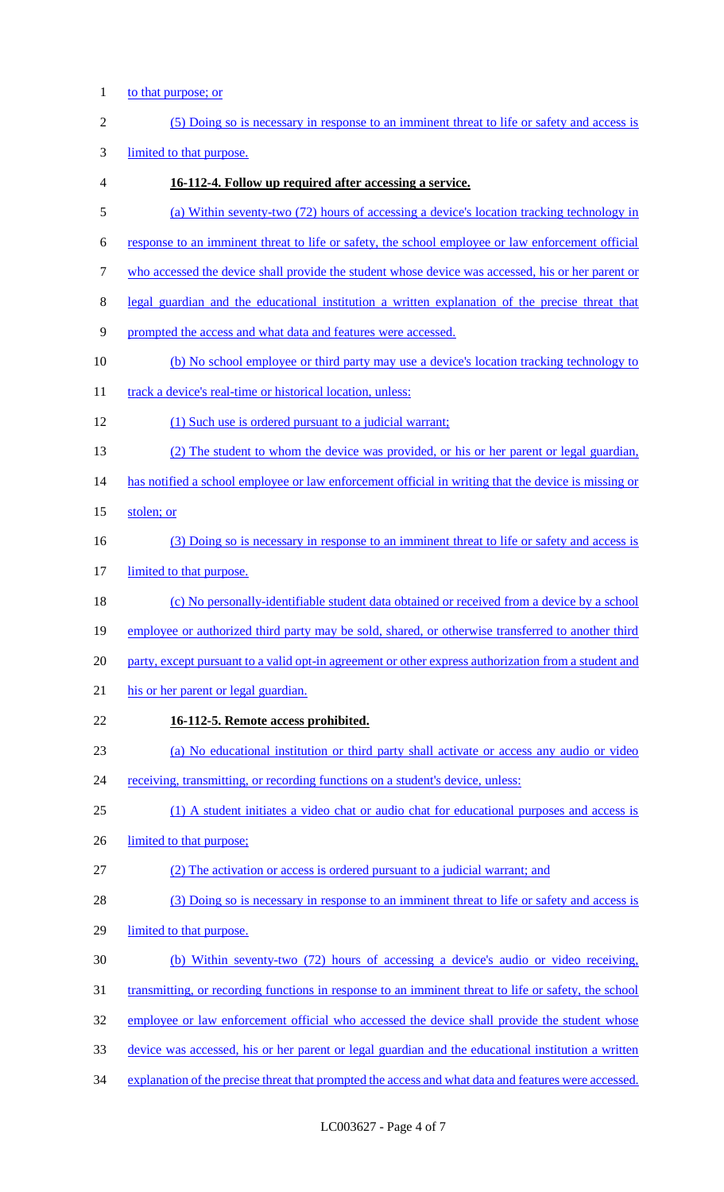to that purpose; or

(5) Doing so is necessary in response to an imminent threat to life or safety and access is limited to that purpose.

**16-112-4. Follow up required after accessing a service.**

(a) Within seventy-two (72) hours of accessing a device's location tracking technology in response to an imminent threat to life or safety, the school employee or law enforcement official who accessed the device shall provide the student whose device was accessed, his or her parent or legal guardian and the educational institution a written explanation of the precise threat that prompted the access and what data and features were accessed.

(b) No school employee or third party may use a device's location tracking technology to track a device's real-time or historical location, unless:

(1) Such use is ordered pursuant to a judicial warrant;

(2) The student to whom the device was provided, or his or her parent or legal guardian, has notified a school employee or law enforcement official in writing that the device is missing or stolen; or

(3) Doing so is necessary in response to an imminent threat to life or safety and access is limited to that purpose.

(c) No personally-identifiable student data obtained or received from a device by a school employee or authorized third party may be sold, shared, or otherwise transferred to another third party, except pursuant to a valid opt-in agreement or other express authorization from a student and his or her parent or legal guardian.

**16-112-5. Remote access prohibited.**

(a) No educational institution or third party shall activate or access any audio or video receiving, transmitting, or recording functions on a student's device, unless:

(1) A student initiates a video chat or audio chat for educational purposes and access is limited to that purpose;

(2) The activation or access is ordered pursuant to a judicial warrant; and

(3) Doing so is necessary in response to an imminent threat to life or safety and access is limited to that purpose.

(b) Within seventy-two (72) hours of accessing a device's audio or video receiving, transmitting, or recording functions in response to an imminent threat to life or safety, the school employee or law enforcement official who accessed the device shall provide the student whose device was accessed, his or her parent or legal guardian and the educational institution a written explanation of the precise threat that prompted the access and what data and features were accessed.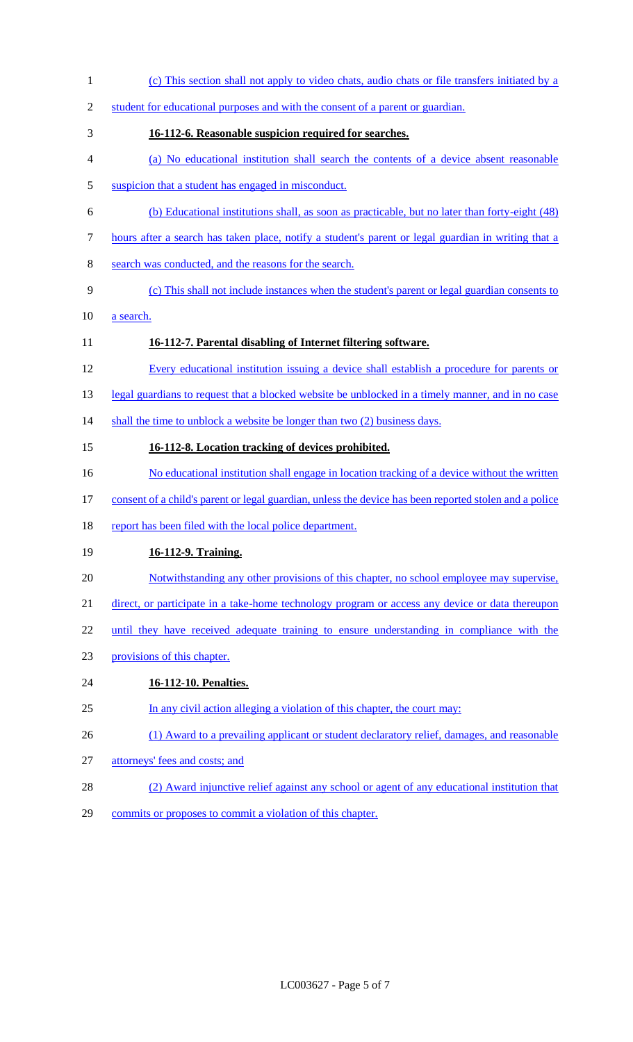(c) This section shall not apply to video chats, audio chats or file transfers initiated by a student for educational purposes and with the consent of a parent or guardian.

**16-112-6. Reasonable suspicion required for searches.**

(a) No educational institution shall search the contents of a device absent reasonable suspicion that a student has engaged in misconduct.

(b) Educational institutions shall, as soon as practicable, but no later than forty-eight (48) hours after a search has taken place, notify a student's parent or legal guardian in writing that a search was conducted, and the reasons for the search.

(c) This shall not include instances when the student's parent or legal guardian consents to a search.

**16-112-7. Parental disabling of Internet filtering software.**

Every educational institution issuing a device shall establish a procedure for parents or legal guardians to request that a blocked website be unblocked in a timely manner, and in no case shall the time to unblock a website be longer than two (2) business days.

**16-112-8. Location tracking of devices prohibited.**

No educational institution shall engage in location tracking of a device without the written consent of a child's parent or legal guardian, unless the device has been reported stolen and a police report has been filed with the local police department.

**16-112-9. Training.**

Notwithstanding any other provisions of this chapter, no school employee may supervise, direct, or participate in a take-home technology program or access any device or data thereupon until they have received adequate training to ensure understanding in compliance with the provisions of this chapter.

**16-112-10. Penalties.**

In any civil action alleging a violation of this chapter, the court may:

(1) Award to a prevailing applicant or student declaratory relief, damages, and reasonable attorneys' fees and costs; and

(2) Award injunctive relief against any school or agent of any educational institution that commits or proposes to commit a violation of this chapter.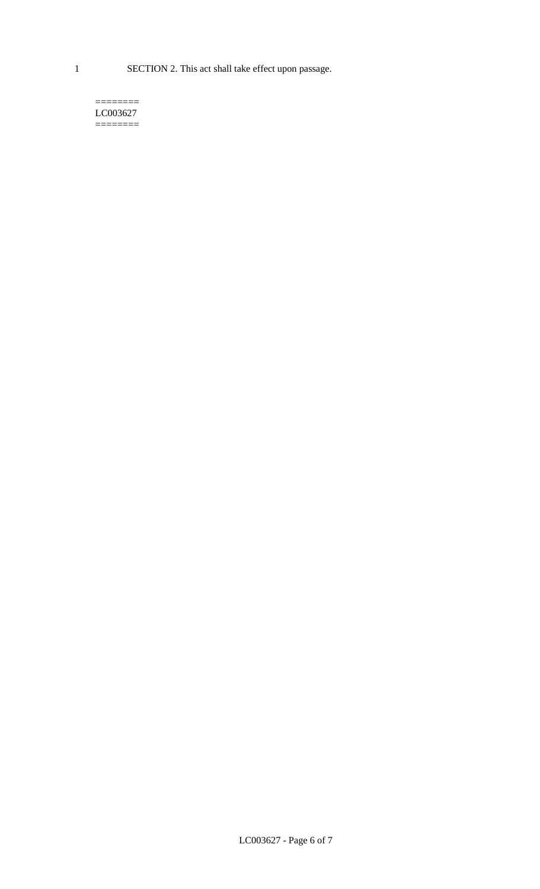SECTION 2. This act shall take effect upon passage.

========
LC003627
========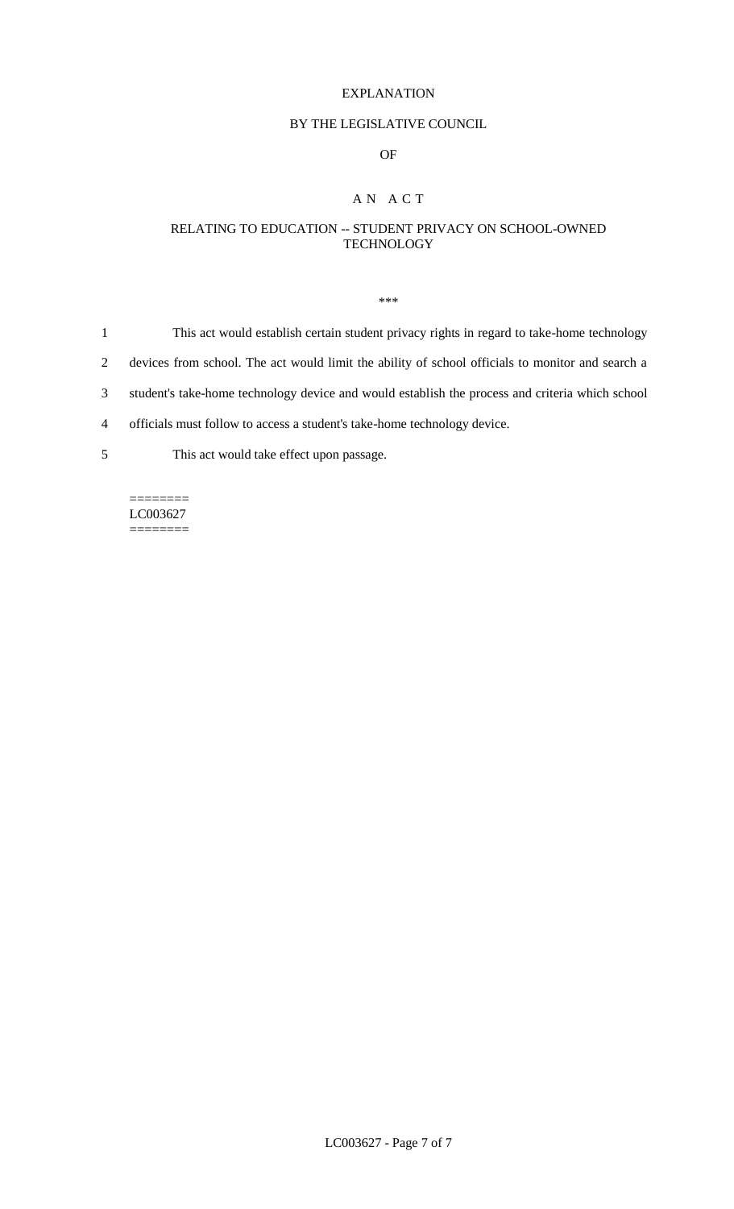EXPLANATION

BY THE LEGISLATIVE COUNCIL

OF

# A N A C T

## RELATING TO EDUCATION -- STUDENT PRIVACY ON SCHOOL-OWNED TECHNOLOGY

\*\*\*

1 This act would establish certain student privacy rights in regard to take-home technology
2 devices from school. The act would limit the ability of school officials to monitor and search a
3 student's take-home technology device and would establish the process and criteria which school
4 officials must follow to access a student's take-home technology device.
5 This act would take effect upon passage.

========
LC003627
========